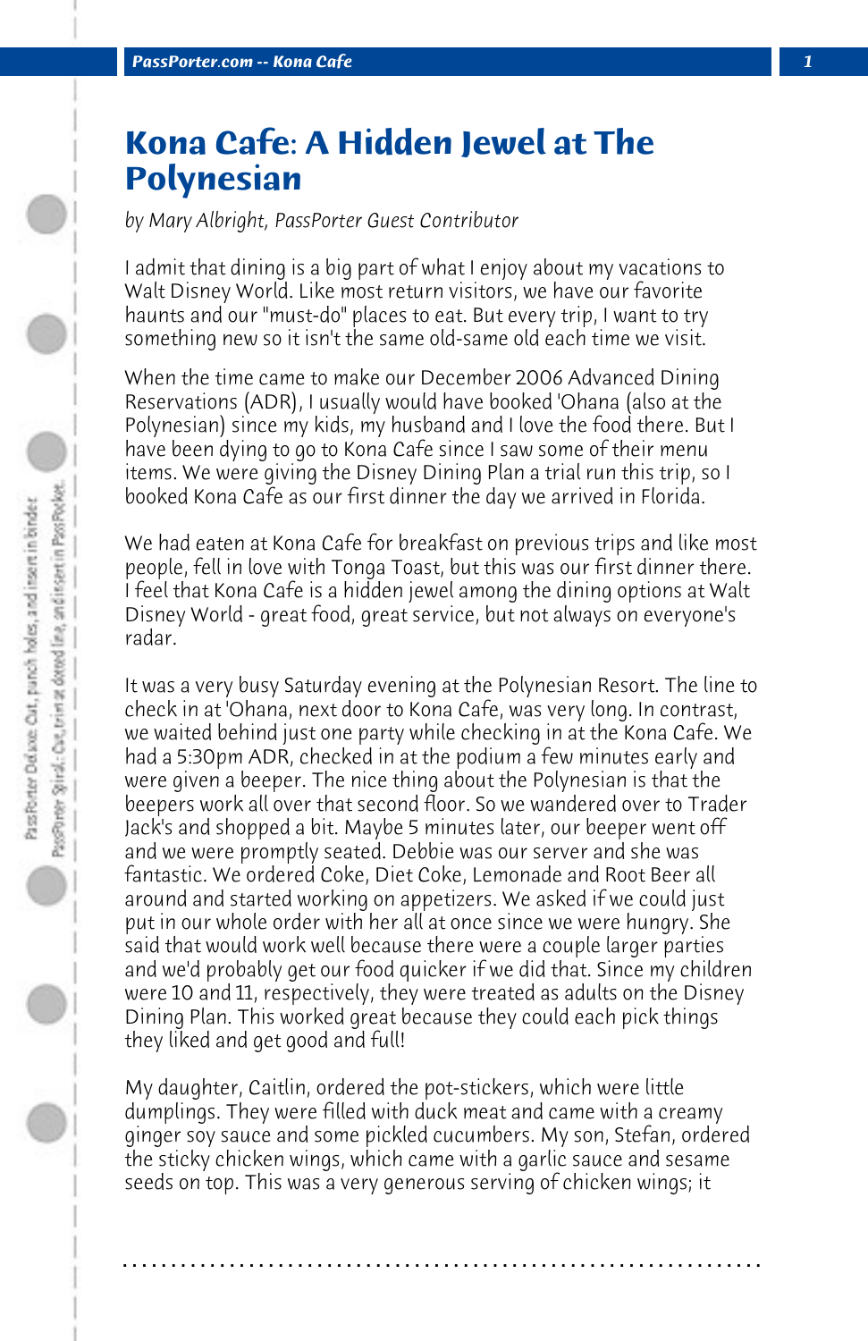# Kona Cafe: A Hidden Jewel at The Polynesian

*by Mary Albright, PassPorter Guest Contributor*

I admit that dining is a big part of what I enjoy about my vacations to Walt Disney World. Like most return visitors, we have our favorite haunts and our "must-do" places to eat. But every trip, I want to try something new so it isn't the same old-same old each time we visit.

When the time came to make our December 2006 Advanced Dining Reservations (ADR), I usually would have booked 'Ohana (also at the Polynesian) since my kids, my husband and I love the food there. But I have been dying to go to Kona Cafe since I saw some of their menu items. We were giving the Disney Dining Plan a trial run this trip, so I booked Kona Cafe as our first dinner the day we arrived in Florida.

We had eaten at Kona Cafe for breakfast on previous trips and like most people, fell in love with Tonga Toast, but this was our first dinner there. I feel that Kona Cafe is a hidden jewel among the dining options at Walt Disney World - great food, great service, but not always on everyone's radar.

It was a very busy Saturday evening at the Polynesian Resort. The line to check in at 'Ohana, next door to Kona Cafe, was very long. In contrast, we waited behind just one party while checking in at the Kona Cafe. We had a 5:30pm ADR, checked in at the podium a few minutes early and were given a beeper. The nice thing about the Polynesian is that the beepers work all over that second floor. So we wandered over to Trader Jack's and shopped a bit. Maybe 5 minutes later, our beeper went off and we were promptly seated. Debbie was our server and she was fantastic. We ordered Coke, Diet Coke, Lemonade and Root Beer all around and started working on appetizers. We asked if we could just put in our whole order with her all at once since we were hungry. She said that would work well because there were a couple larger parties and we'd probably get our food quicker if we did that. Since my children were 10 and 11, respectively, they were treated as adults on the Disney Dining Plan. This worked great because they could each pick things they liked and get good and full!

My daughter, Caitlin, ordered the pot-stickers, which were little dumplings. They were filled with duck meat and came with a creamy ginger soy sauce and some pickled cucumbers. My son, Stefan, ordered the sticky chicken wings, which came with a garlic sauce and sesame seeds on top. This was a very generous serving of chicken wings; it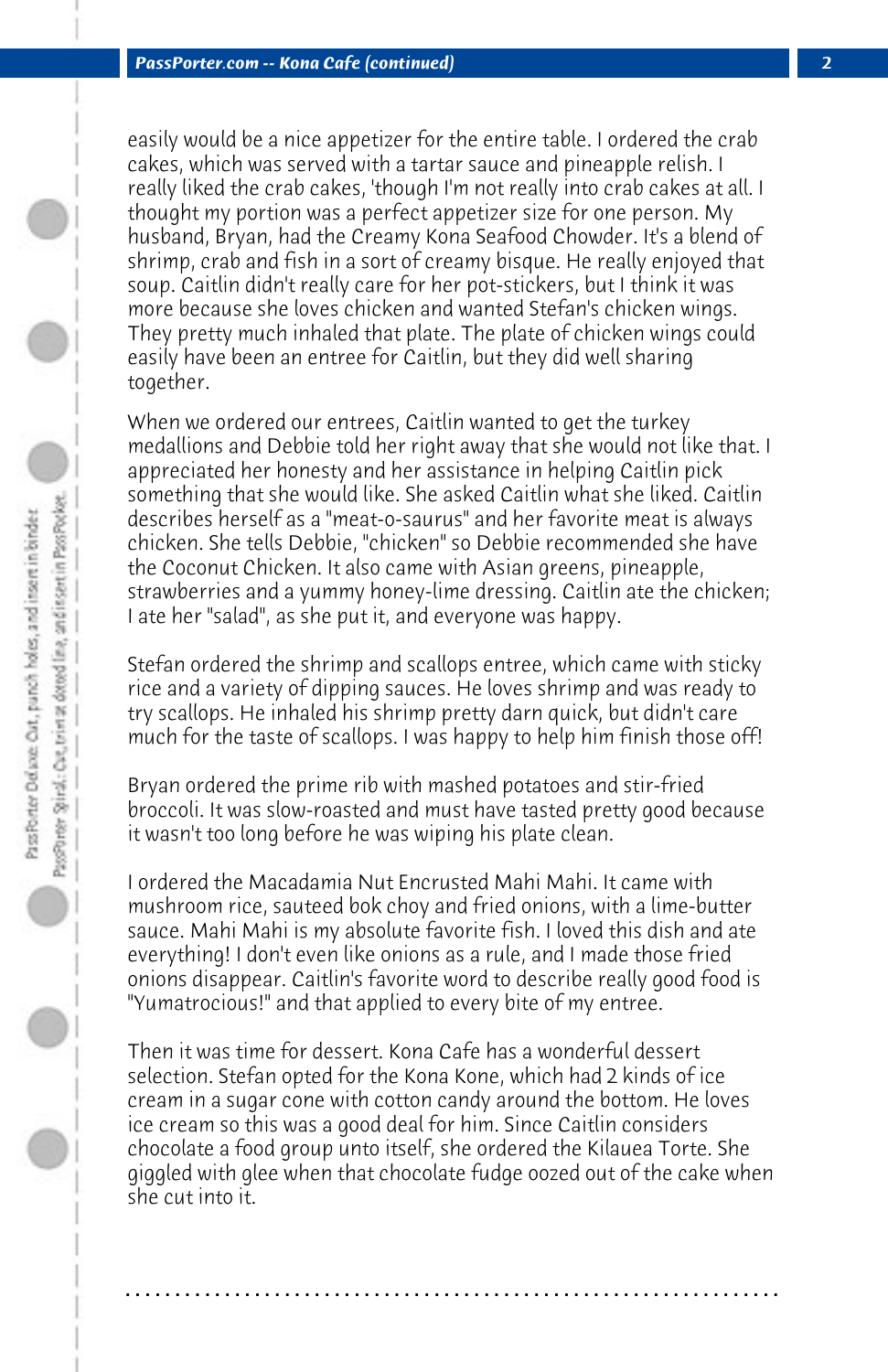easily would be a nice appetizer for the entire table. I ordered the crab cakes, which was served with a tartar sauce and pineapple relish. I really liked the crab cakes, 'though I'm not really into crab cakes at all. I thought my portion was a perfect appetizer size for one person. My husband, Bryan, had the Creamy Kona Seafood Chowder. It's a blend of shrimp, crab and fish in a sort of creamy bisque. He really enjoyed that soup. Caitlin didn't really care for her pot-stickers, but I think it was more because she loves chicken and wanted Stefan's chicken wings. They pretty much inhaled that plate. The plate of chicken wings could easily have been an entree for Caitlin, but they did well sharing together.

When we ordered our entrees, Caitlin wanted to get the turkey medallions and Debbie told her right away that she would not like that. I appreciated her honesty and her assistance in helping Caitlin pick something that she would like. She asked Caitlin what she liked. Caitlin describes herself as a "meat-o-saurus" and her favorite meat is always chicken. She tells Debbie, "chicken" so Debbie recommended she have the Coconut Chicken. It also came with Asian greens, pineapple, strawberries and a yummy honey-lime dressing. Caitlin ate the chicken; I ate her "salad", as she put it, and everyone was happy.

Stefan ordered the shrimp and scallops entree, which came with sticky rice and a variety of dipping sauces. He loves shrimp and was ready to try scallops. He inhaled his shrimp pretty darn quick, but didn't care much for the taste of scallops. I was happy to help him finish those off!

Bryan ordered the prime rib with mashed potatoes and stir-fried broccoli. It was slow-roasted and must have tasted pretty good because it wasn't too long before he was wiping his plate clean.

I ordered the Macadamia Nut Encrusted Mahi Mahi. It came with mushroom rice, sauteed bok choy and fried onions, with a lime-butter sauce. Mahi Mahi is my absolute favorite fish. I loved this dish and ate everything! I don't even like onions as a rule, and I made those fried onions disappear. Caitlin's favorite word to describe really good food is "Yumatrocious!" and that applied to every bite of my entree.

Then it was time for dessert. Kona Cafe has a wonderful dessert selection. Stefan opted for the Kona Kone, which had 2 kinds of ice cream in a sugar cone with cotton candy around the bottom. He loves ice cream so this was a good deal for him. Since Caitlin considers chocolate a food group unto itself, she ordered the Kilauea Torte. She giggled with glee when that chocolate fudge oozed out of the cake when she cut into it.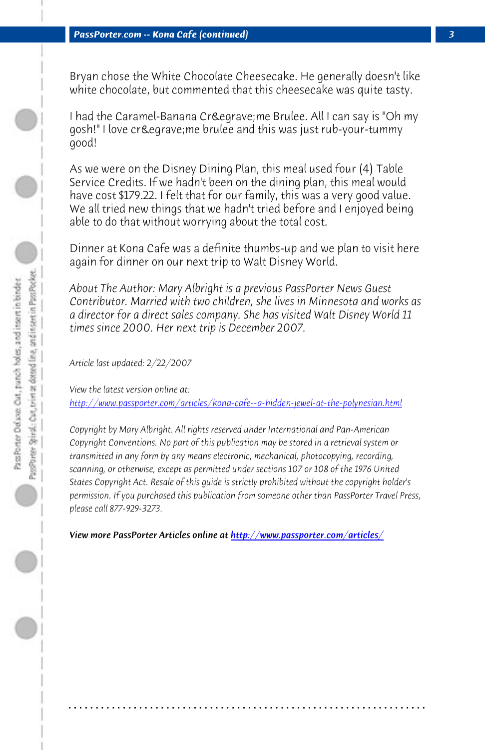Bryan chose the White Chocolate Cheesecake. He generally doesn't like white chocolate, but commented that this cheesecake was quite tasty.

I had the Caramel-Banana Cr&egrave;me Brulee. All I can say is "Oh my gosh!" I love cr&egrave;me brulee and this was just rub-your-tummy good!

As we were on the Disney Dining Plan, this meal used four (4) Table Service Credits. If we hadn't been on the dining plan, this meal would have cost $179.22. I felt that for our family, this was a very good value. We all tried new things that we hadn't tried before and I enjoyed being able to do that without worrying about the total cost.

Dinner at Kona Cafe was a definite thumbs-up and we plan to visit here again for dinner on our next trip to Walt Disney World.

*About The Author: Mary Albright is a previous PassPorter News Guest Contributor. Married with two children, she lives in Minnesota and works as a director for a direct sales company. She has visited Walt Disney World 11 times since 2000. Her next trip is December 2007.*

*Article last updated: 2/22/2007*

*View the latest version online at:*
*http://www.passporter.com/articles/kona-cafe--a-hidden-jewel-at-the-polynesian.html*

*Copyright by Mary Albright. All rights reserved under International and Pan-American Copyright Conventions. No part of this publication may be stored in a retrieval system or transmitted in any form by any means electronic, mechanical, photocopying, recording, scanning, or otherwise, except as permitted under sections 107 or 108 of the 1976 United States Copyright Act. Resale of this guide is strictly prohibited without the copyright holder's permission. If you purchased this publication from someone other than PassPorter Travel Press, please call 877-929-3273.*

***View more PassPorter Articles online at http://www.passporter.com/articles/***